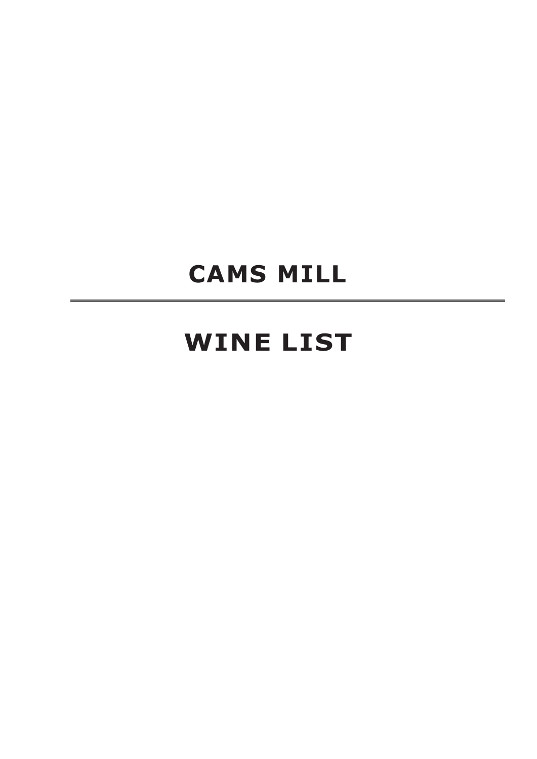# CAMS MILL

---

# WINE LIST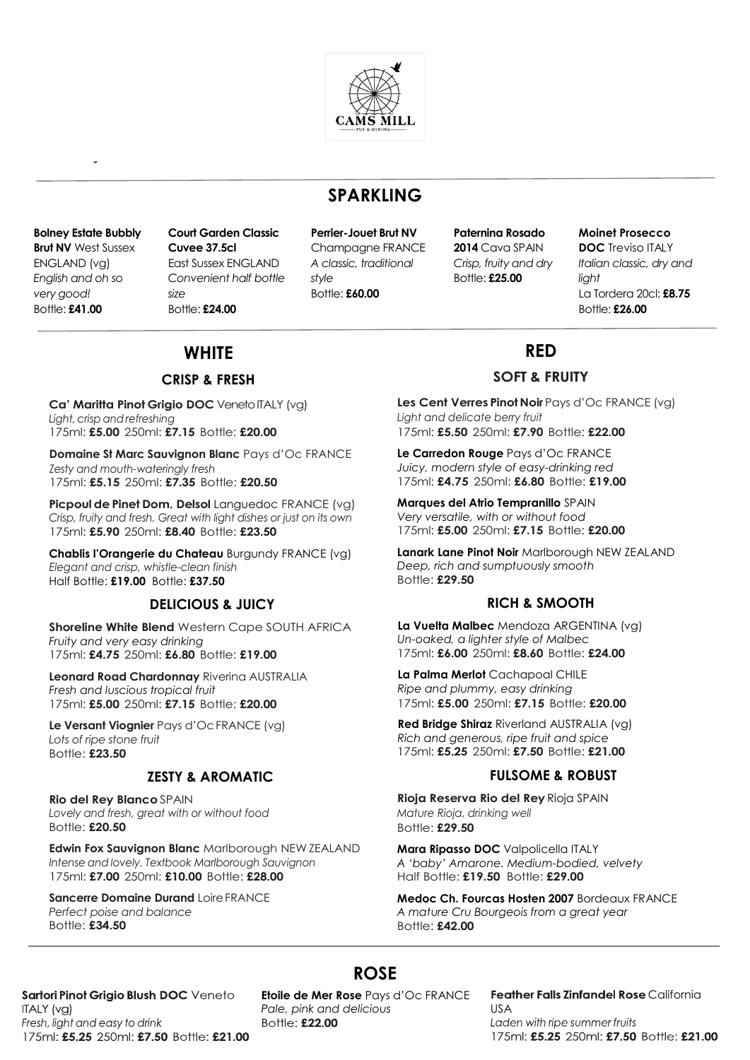CAMS MILL

PUB & DINING

## SPARKLING

**Bolney Estate Bubbly Brut NV** West Sussex ENGLAND (vg)
*English and oh so very good!*
Bottle: **£41.00**

**Court Garden Classic Cuvee 37.5cl** East Sussex ENGLAND
*Convenient half bottle size*
Bottle: **£24.00**

**Perrier-Jouet Brut NV** Champagne FRANCE
*A classic, traditional style*
Bottle: **£60.00**

**Paternina Rosado 2014** Cava SPAIN
*Crisp, fruity and dry*
Bottle: **£25.00**

**Moinet Prosecco DOC** Treviso ITALY
*Italian classic, dry and light*
La Tordera 20cl: **£8.75**
Bottle: **£26.00**

## WHITE

### CRISP & FRESH

**Ca' Maritta Pinot Grigio DOC** Veneto ITALY (vg)
*Light, crisp and refreshing*
175ml: **£5.00** 250ml: **£7.15** Bottle: **£20.00**

**Domaine St Marc Sauvignon Blanc** Pays d'Oc FRANCE
*Zesty and mouth-wateringly fresh*
175ml: **£5.15** 250ml: **£7.35** Bottle: **£20.50**

**Picpoul de Pinet Dom. Delsol** Languedoc FRANCE (vg)
*Crisp, fruity and fresh. Great with light dishes or just on its own*
175ml: **£5.90** 250ml: **£8.40** Bottle: **£23.50**

**Chablis l'Orangerie du Chateau** Burgundy FRANCE (vg)
*Elegant and crisp, whistle-clean finish*
Half Bottle: **£19.00** Bottle: **£37.50**

### DELICIOUS & JUICY

**Shoreline White Blend** Western Cape SOUTH AFRICA
*Fruity and very easy drinking*
175ml: **£4.75** 250ml: **£6.80** Bottle: **£19.00**

**Leonard Road Chardonnay** Riverina AUSTRALIA
*Fresh and luscious tropical fruit*
175ml: **£5.00** 250ml: **£7.15** Bottle: **£20.00**

**Le Versant Viognier** Pays d'Oc FRANCE (vg)
*Lots of ripe stone fruit*
Bottle: **£23.50**

### ZESTY & AROMATIC

**Rio del Rey Blanco** SPAIN
*Lovely and fresh, great with or without food*
Bottle: **£20.50**

**Edwin Fox Sauvignon Blanc** Marlborough NEW ZEALAND
*Intense and lovely. Textbook Marlborough Sauvignon*
175ml: **£7.00** 250ml: **£10.00** Bottle: **£28.00**

**Sancerre Domaine Durand** Loire FRANCE
*Perfect poise and balance*
Bottle: **£34.50**

## RED

### SOFT & FRUITY

**Les Cent Verres Pinot Noir** Pays d'Oc FRANCE (vg)
*Light and delicate berry fruit*
175ml: **£5.50** 250ml: **£7.90** Bottle: **£22.00**

**Le Carredon Rouge** Pays d'Oc FRANCE
*Juicy, modern style of easy-drinking red*
175ml: **£4.75** 250ml: **£6.80** Bottle: **£19.00**

**Marques del Atrio Tempranillo** SPAIN
*Very versatile, with or without food*
175ml: **£5.00** 250ml: **£7.15** Bottle: **£20.00**

**Lanark Lane Pinot Noir** Marlborough NEW ZEALAND
*Deep, rich and sumptuously smooth*
Bottle: **£29.50**

### RICH & SMOOTH

**La Vuelta Malbec** Mendoza ARGENTINA (vg)
*Un-oaked, a lighter style of Malbec*
175ml: **£6.00** 250ml: **£8.60** Bottle: **£24.00**

**La Palma Merlot** Cachapoal CHILE
*Ripe and plummy, easy drinking*
175ml: **£5.00** 250ml: **£7.15** Bottle: **£20.00**

**Red Bridge Shiraz** Riverland AUSTRALIA (vg)
*Rich and generous, ripe fruit and spice*
175ml: **£5.25** 250ml: **£7.50** Bottle: **£21.00**

### FULSOME & ROBUST

**Rioja Reserva Rio del Rey** Rioja SPAIN
*Mature Rioja, drinking well*
Bottle: **£29.50**

**Mara Ripasso DOC** Valpolicella ITALY
*A 'baby' Amarone. Medium-bodied, velvety*
Half Bottle: **£19.50** Bottle: **£29.00**

**Medoc Ch. Fourcas Hosten 2007** Bordeaux FRANCE
*A mature Cru Bourgeois from a great year*
Bottle: **£42.00**

## ROSE

**Sartori Pinot Grigio Blush DOC** Veneto ITALY (vg)
*Fresh, light and easy to drink*
175ml: **£5.25** 250ml: **£7.50** Bottle: **£21.00**

**Etoile de Mer Rose** Pays d'Oc FRANCE
*Pale, pink and delicious*
Bottle: **£22.00**

**Feather Falls Zinfandel Rose** California USA
*Laden with ripe summer fruits*
175ml: **£5.25** 250ml: **£7.50** Bottle: **£21.00**